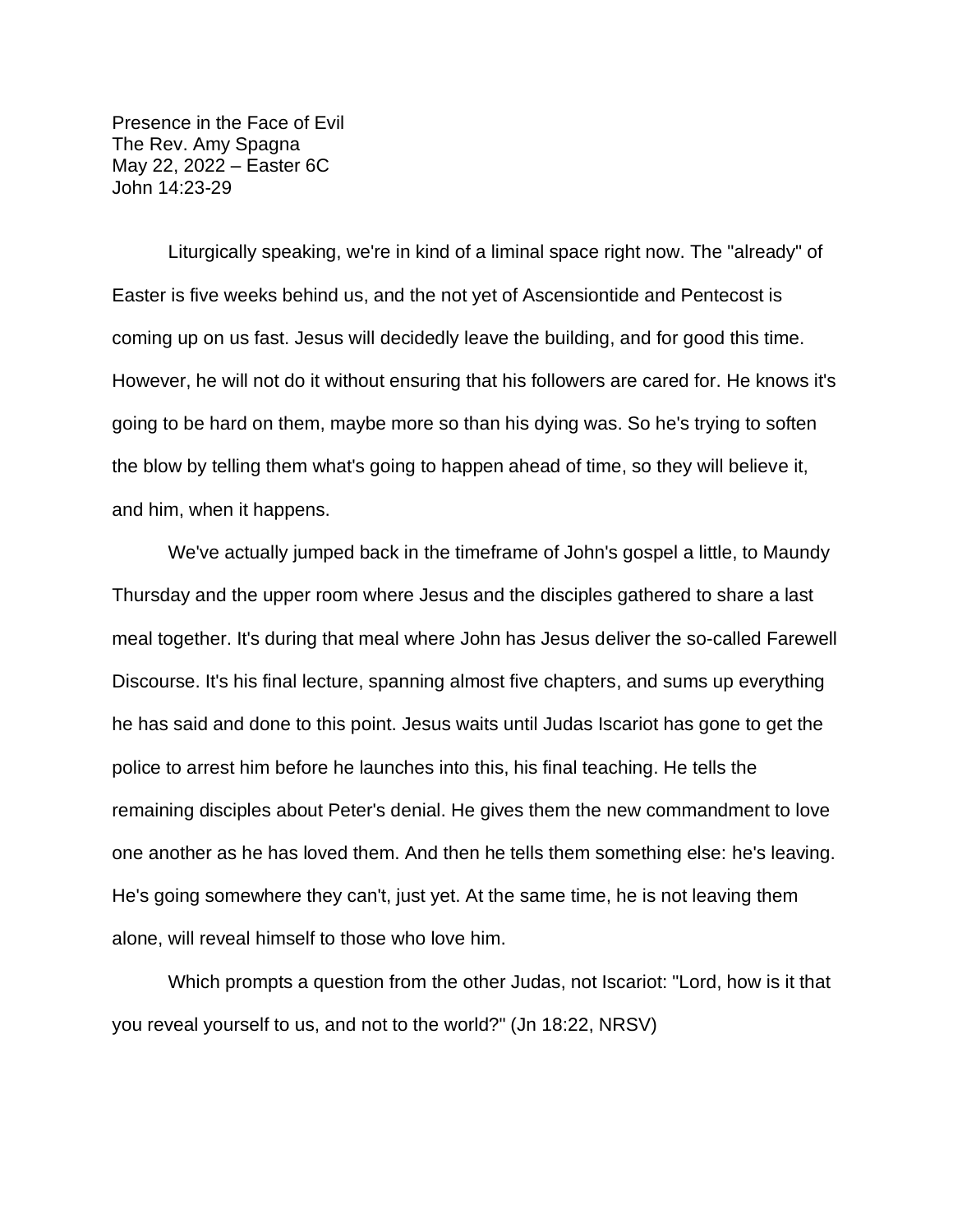Presence in the Face of Evil
The Rev. Amy Spagna
May 22, 2022 – Easter 6C
John 14:23-29

Liturgically speaking, we're in kind of a liminal space right now. The "already" of Easter is five weeks behind us, and the not yet of Ascensiontide and Pentecost is coming up on us fast. Jesus will decidedly leave the building, and for good this time. However, he will not do it without ensuring that his followers are cared for. He knows it's going to be hard on them, maybe more so than his dying was. So he's trying to soften the blow by telling them what's going to happen ahead of time, so they will believe it, and him, when it happens.

We've actually jumped back in the timeframe of John's gospel a little, to Maundy Thursday and the upper room where Jesus and the disciples gathered to share a last meal together. It's during that meal where John has Jesus deliver the so-called Farewell Discourse. It's his final lecture, spanning almost five chapters, and sums up everything he has said and done to this point. Jesus waits until Judas Iscariot has gone to get the police to arrest him before he launches into this, his final teaching. He tells the remaining disciples about Peter's denial. He gives them the new commandment to love one another as he has loved them. And then he tells them something else: he's leaving. He's going somewhere they can't, just yet. At the same time, he is not leaving them alone, will reveal himself to those who love him.

Which prompts a question from the other Judas, not Iscariot: "Lord, how is it that you reveal yourself to us, and not to the world?" (Jn 18:22, NRSV)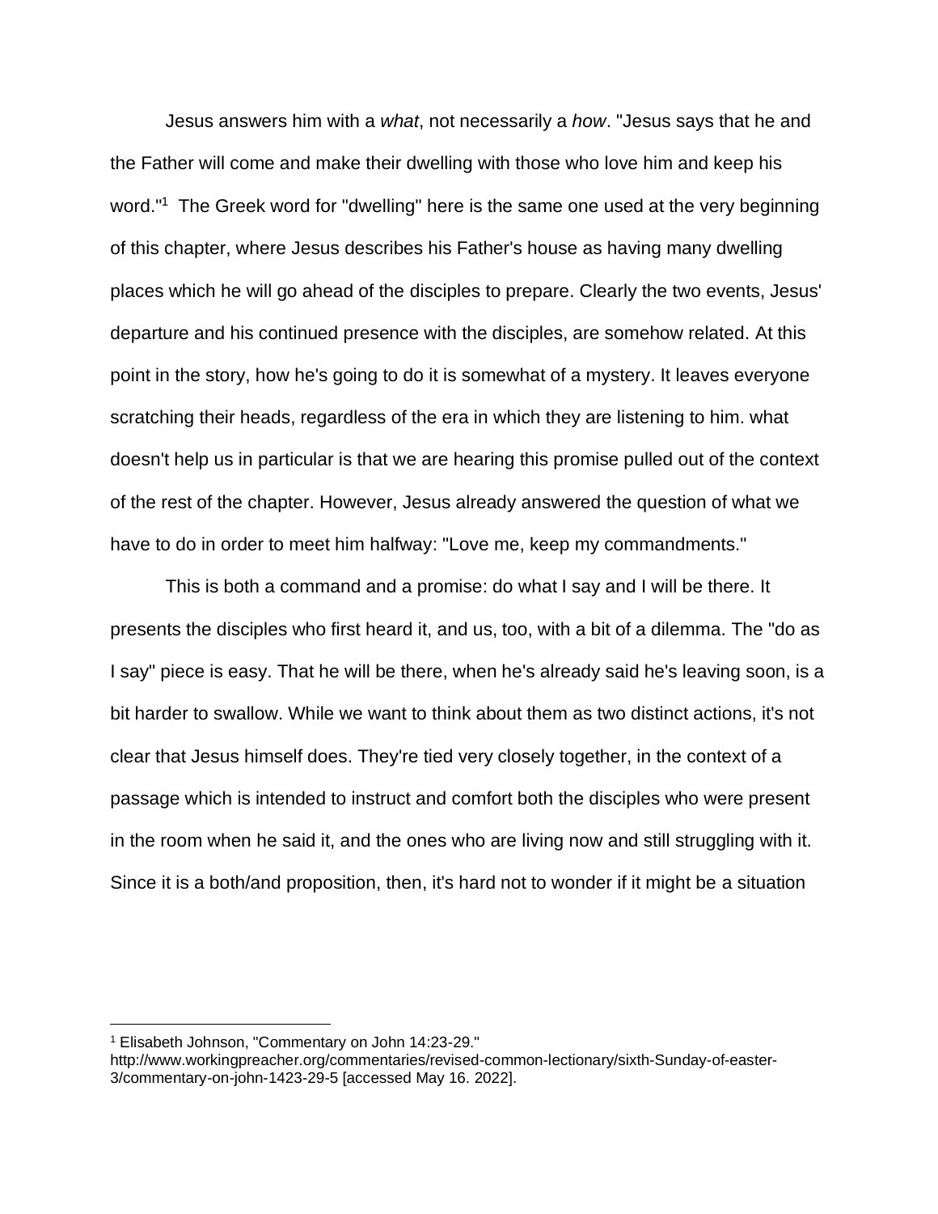Jesus answers him with a *what*, not necessarily a *how*. "Jesus says that he and the Father will come and make their dwelling with those who love him and keep his word."[1] The Greek word for "dwelling" here is the same one used at the very beginning of this chapter, where Jesus describes his Father's house as having many dwelling places which he will go ahead of the disciples to prepare. Clearly the two events, Jesus' departure and his continued presence with the disciples, are somehow related. At this point in the story, how he's going to do it is somewhat of a mystery. It leaves everyone scratching their heads, regardless of the era in which they are listening to him. what doesn't help us in particular is that we are hearing this promise pulled out of the context of the rest of the chapter. However, Jesus already answered the question of what we have to do in order to meet him halfway: "Love me, keep my commandments."

This is both a command and a promise: do what I say and I will be there. It presents the disciples who first heard it, and us, too, with a bit of a dilemma. The "do as I say" piece is easy. That he will be there, when he's already said he's leaving soon, is a bit harder to swallow. While we want to think about them as two distinct actions, it's not clear that Jesus himself does. They're tied very closely together, in the context of a passage which is intended to instruct and comfort both the disciples who were present in the room when he said it, and the ones who are living now and still struggling with it. Since it is a both/and proposition, then, it's hard not to wonder if it might be a situation

---

[1] Elisabeth Johnson, "Commentary on John 14:23-29." http://www.workingpreacher.org/commentaries/revised-common-lectionary/sixth-Sunday-of-easter-3/commentary-on-john-1423-29-5 [accessed May 16. 2022].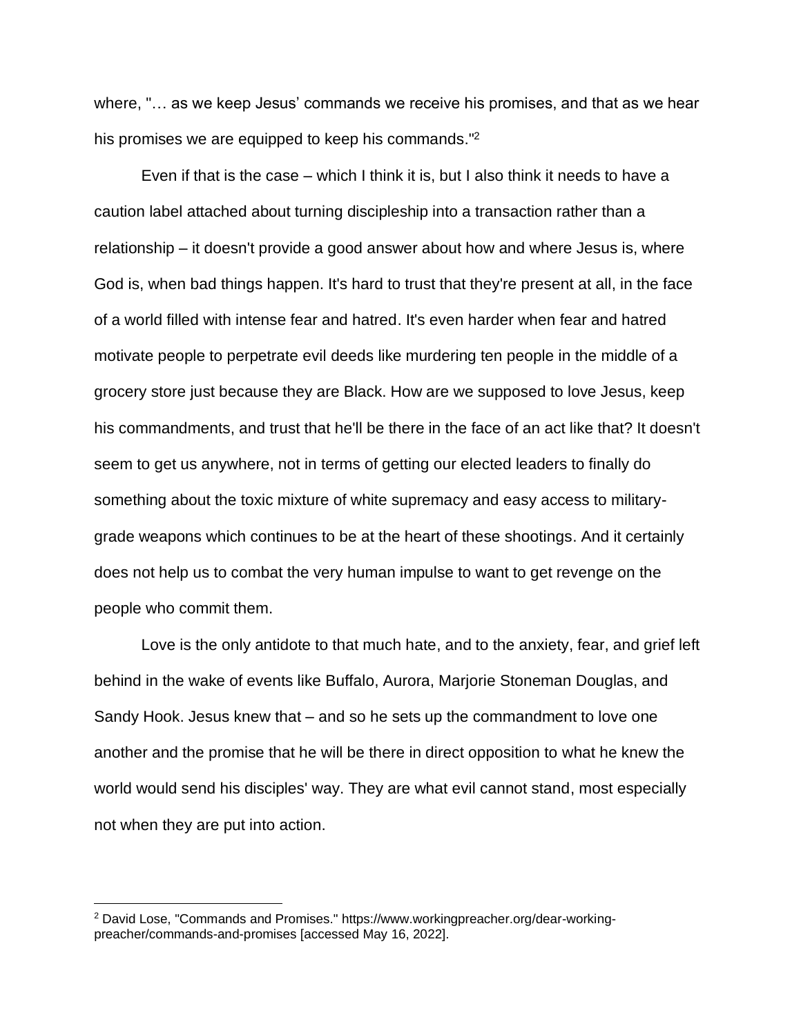where, "… as we keep Jesus' commands we receive his promises, and that as we hear his promises we are equipped to keep his commands."[2]

Even if that is the case – which I think it is, but I also think it needs to have a caution label attached about turning discipleship into a transaction rather than a relationship – it doesn't provide a good answer about how and where Jesus is, where God is, when bad things happen. It's hard to trust that they're present at all, in the face of a world filled with intense fear and hatred. It's even harder when fear and hatred motivate people to perpetrate evil deeds like murdering ten people in the middle of a grocery store just because they are Black. How are we supposed to love Jesus, keep his commandments, and trust that he'll be there in the face of an act like that? It doesn't seem to get us anywhere, not in terms of getting our elected leaders to finally do something about the toxic mixture of white supremacy and easy access to military-grade weapons which continues to be at the heart of these shootings. And it certainly does not help us to combat the very human impulse to want to get revenge on the people who commit them.

Love is the only antidote to that much hate, and to the anxiety, fear, and grief left behind in the wake of events like Buffalo, Aurora, Marjorie Stoneman Douglas, and Sandy Hook. Jesus knew that – and so he sets up the commandment to love one another and the promise that he will be there in direct opposition to what he knew the world would send his disciples' way. They are what evil cannot stand, most especially not when they are put into action.

---

[2] David Lose, "Commands and Promises." https://www.workingpreacher.org/dear-working-preacher/commands-and-promises [accessed May 16, 2022].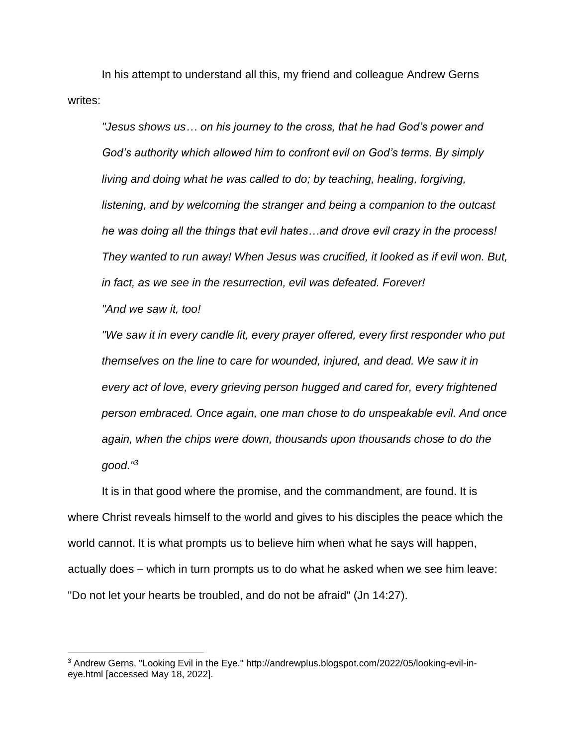In his attempt to understand all this, my friend and colleague Andrew Gerns writes:

> *"Jesus shows us… on his journey to the cross, that he had God's power and God's authority which allowed him to confront evil on God's terms. By simply living and doing what he was called to do; by teaching, healing, forgiving, listening, and by welcoming the stranger and being a companion to the outcast he was doing all the things that evil hates…and drove evil crazy in the process! They wanted to run away! When Jesus was crucified, it looked as if evil won. But, in fact, as we see in the resurrection, evil was defeated. Forever!*
>
> *"And we saw it, too!*
>
> *"We saw it in every candle lit, every prayer offered, every first responder who put themselves on the line to care for wounded, injured, and dead. We saw it in every act of love, every grieving person hugged and cared for, every frightened person embraced. Once again, one man chose to do unspeakable evil. And once again, when the chips were down, thousands upon thousands chose to do the good."*[3]

It is in that good where the promise, and the commandment, are found. It is where Christ reveals himself to the world and gives to his disciples the peace which the world cannot. It is what prompts us to believe him when what he says will happen, actually does – which in turn prompts us to do what he asked when we see him leave: "Do not let your hearts be troubled, and do not be afraid" (Jn 14:27).

---

[3] Andrew Gerns, "Looking Evil in the Eye." http://andrewplus.blogspot.com/2022/05/looking-evil-in-eye.html [accessed May 18, 2022].